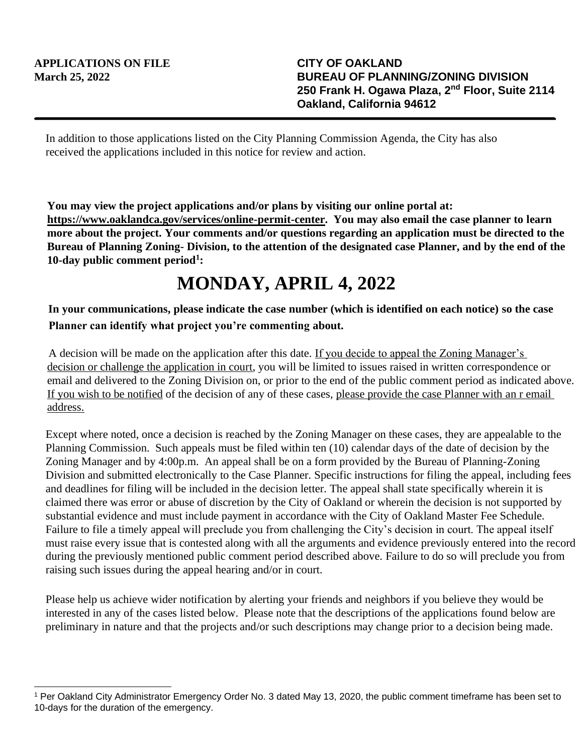**APPLICATIONS ON FILE**
**March 25, 2022**

**CITY OF OAKLAND**
**BUREAU OF PLANNING/ZONING DIVISION**
**250 Frank H. Ogawa Plaza, 2nd Floor, Suite 2114**
**Oakland, California 94612**

---

In addition to those applications listed on the City Planning Commission Agenda, the City has also received the applications included in this notice for review and action.

**You may view the project applications and/or plans by visiting our online portal at: https://www.oaklandca.gov/services/online-permit-center. You may also email the case planner to learn more about the project. Your comments and/or questions regarding an application must be directed to the Bureau of Planning Zoning- Division, to the attention of the designated case Planner, and by the end of the 10-day public comment period[1]:**

# MONDAY, APRIL 4, 2022

**In your communications, please indicate the case number (which is identified on each notice) so the case Planner can identify what project you're commenting about.**

A decision will be made on the application after this date. If you decide to appeal the Zoning Manager's decision or challenge the application in court, you will be limited to issues raised in written correspondence or email and delivered to the Zoning Division on, or prior to the end of the public comment period as indicated above. If you wish to be notified of the decision of any of these cases, please provide the case Planner with an r email address.

Except where noted, once a decision is reached by the Zoning Manager on these cases, they are appealable to the Planning Commission. Such appeals must be filed within ten (10) calendar days of the date of decision by the Zoning Manager and by 4:00p.m. An appeal shall be on a form provided by the Bureau of Planning-Zoning Division and submitted electronically to the Case Planner. Specific instructions for filing the appeal, including fees and deadlines for filing will be included in the decision letter. The appeal shall state specifically wherein it is claimed there was error or abuse of discretion by the City of Oakland or wherein the decision is not supported by substantial evidence and must include payment in accordance with the City of Oakland Master Fee Schedule. Failure to file a timely appeal will preclude you from challenging the City's decision in court. The appeal itself must raise every issue that is contested along with all the arguments and evidence previously entered into the record during the previously mentioned public comment period described above. Failure to do so will preclude you from raising such issues during the appeal hearing and/or in court.

Please help us achieve wider notification by alerting your friends and neighbors if you believe they would be interested in any of the cases listed below. Please note that the descriptions of the applications found below are preliminary in nature and that the projects and/or such descriptions may change prior to a decision being made.

---

[1] Per Oakland City Administrator Emergency Order No. 3 dated May 13, 2020, the public comment timeframe has been set to 10-days for the duration of the emergency.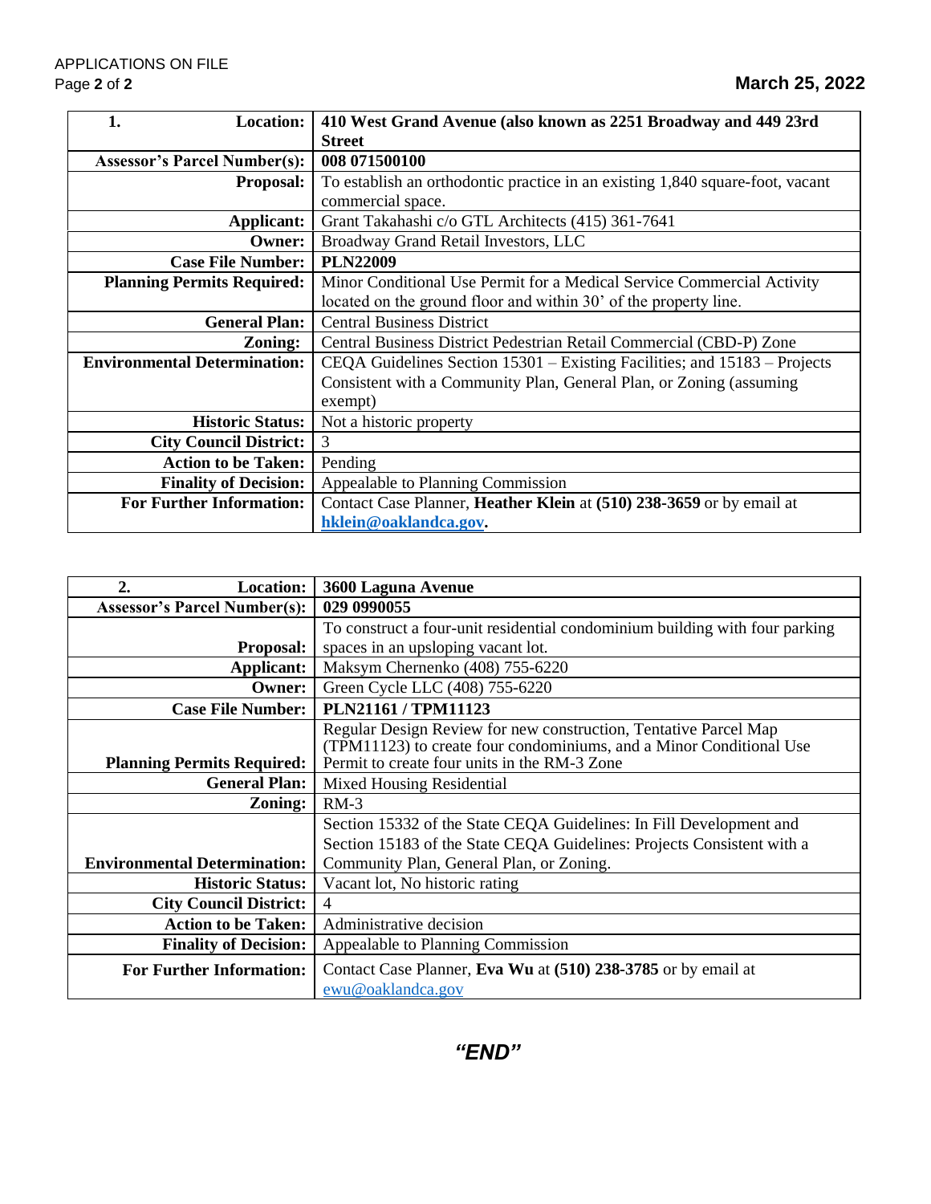| | |
|---|---|
| **1. Location:** | **410 West Grand Avenue (also known as 2251 Broadway and 449 23rd Street** |
| **Assessor's Parcel Number(s):** | **008 071500100** |
| **Proposal:** | To establish an orthodontic practice in an existing 1,840 square-foot, vacant commercial space. |
| **Applicant:** | Grant Takahashi c/o GTL Architects (415) 361-7641 |
| **Owner:** | Broadway Grand Retail Investors, LLC |
| **Case File Number:** | **PLN22009** |
| **Planning Permits Required:** | Minor Conditional Use Permit for a Medical Service Commercial Activity located on the ground floor and within 30' of the property line. |
| **General Plan:** | Central Business District |
| **Zoning:** | Central Business District Pedestrian Retail Commercial (CBD-P) Zone |
| **Environmental Determination:** | CEQA Guidelines Section 15301 – Existing Facilities; and 15183 – Projects Consistent with a Community Plan, General Plan, or Zoning (assuming exempt) |
| **Historic Status:** | Not a historic property |
| **City Council District:** | 3 |
| **Action to be Taken:** | Pending |
| **Finality of Decision:** | Appealable to Planning Commission |
| **For Further Information:** | Contact Case Planner, **Heather Klein** at **(510) 238-3659** or by email at **hklein@oaklandca.gov.** |

| | |
|---|---|
| **2. Location:** | **3600 Laguna Avenue** |
| **Assessor's Parcel Number(s):** | **029 0990055** |
| **Proposal:** | To construct a four-unit residential condominium building with four parking spaces in an upsloping vacant lot. |
| **Applicant:** | Maksym Chernenko (408) 755-6220 |
| **Owner:** | Green Cycle LLC (408) 755-6220 |
| **Case File Number:** | **PLN21161 / TPM11123** |
| **Planning Permits Required:** | Regular Design Review for new construction, Tentative Parcel Map (TPM11123) to create four condominiums, and a Minor Conditional Use Permit to create four units in the RM-3 Zone |
| **General Plan:** | Mixed Housing Residential |
| **Zoning:** | RM-3 |
| **Environmental Determination:** | Section 15332 of the State CEQA Guidelines: In Fill Development and Section 15183 of the State CEQA Guidelines: Projects Consistent with a Community Plan, General Plan, or Zoning. |
| **Historic Status:** | Vacant lot, No historic rating |
| **City Council District:** | 4 |
| **Action to be Taken:** | Administrative decision |
| **Finality of Decision:** | Appealable to Planning Commission |
| **For Further Information:** | Contact Case Planner, **Eva Wu** at **(510) 238-3785** or by email at ewu@oaklandca.gov |

***"END"***